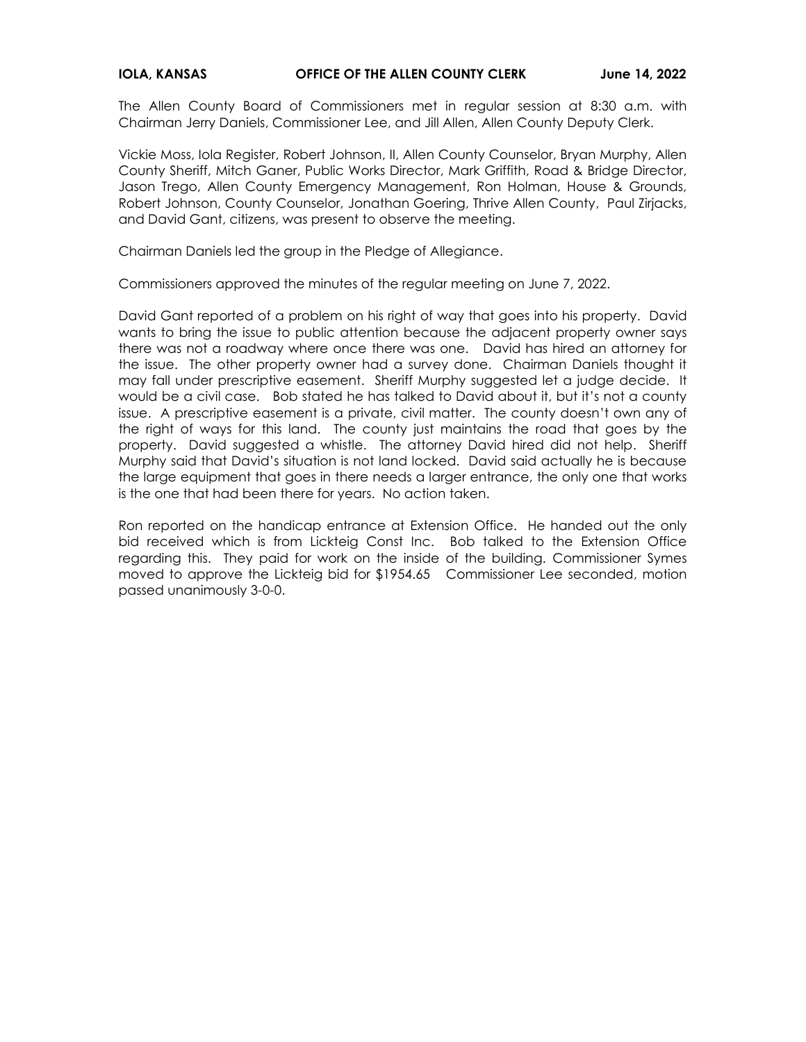**IOLA, KANSAS OFFICE OF THE ALLEN COUNTY CLERK June 14, 2022**

The Allen County Board of Commissioners met in regular session at 8:30 a.m. with Chairman Jerry Daniels, Commissioner Lee, and Jill Allen, Allen County Deputy Clerk.

Vickie Moss, Iola Register, Robert Johnson, II, Allen County Counselor, Bryan Murphy, Allen County Sheriff, Mitch Ganer, Public Works Director, Mark Griffith, Road & Bridge Director, Jason Trego, Allen County Emergency Management, Ron Holman, House & Grounds, Robert Johnson, County Counselor, Jonathan Goering, Thrive Allen County, Paul Zirjacks, and David Gant, citizens, was present to observe the meeting.

Chairman Daniels led the group in the Pledge of Allegiance.

Commissioners approved the minutes of the regular meeting on June 7, 2022.

David Gant reported of a problem on his right of way that goes into his property. David wants to bring the issue to public attention because the adjacent property owner says there was not a roadway where once there was one. David has hired an attorney for the issue. The other property owner had a survey done. Chairman Daniels thought it may fall under prescriptive easement. Sheriff Murphy suggested let a judge decide. It would be a civil case. Bob stated he has talked to David about it, but it's not a county issue. A prescriptive easement is a private, civil matter. The county doesn't own any of the right of ways for this land. The county just maintains the road that goes by the property. David suggested a whistle. The attorney David hired did not help. Sheriff Murphy said that David's situation is not land locked. David said actually he is because the large equipment that goes in there needs a larger entrance, the only one that works is the one that had been there for years. No action taken.

Ron reported on the handicap entrance at Extension Office. He handed out the only bid received which is from Lickteig Const Inc. Bob talked to the Extension Office regarding this. They paid for work on the inside of the building. Commissioner Symes moved to approve the Lickteig bid for $1954.65 Commissioner Lee seconded, motion passed unanimously 3-0-0.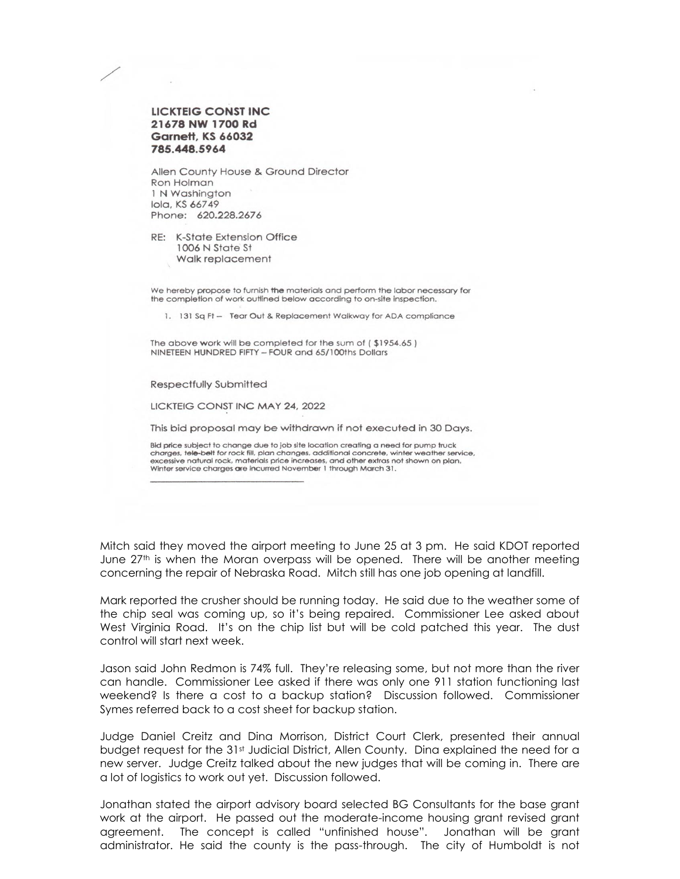**LICKTEIG CONST INC**
**21678 NW 1700 Rd**
**Garnett, KS 66032**
**785.448.5964**

Allen County House & Ground Director
Ron Holman
1 N Washington
Iola, KS 66749
Phone: 620.228.2676

RE: K-State Extension Office
1006 N State St
Walk replacement

We hereby propose to furnish the materials and perform the labor necessary for the completion of work outlined below according to on-site inspection.

1. 131 Sq Ft – Tear Out & Replacement Walkway for ADA compliance

The above work will be completed for the sum of ( $1954.65 )
NINETEEN HUNDRED FIFTY – FOUR and 65/100ths Dollars

Respectfully Submitted

LICKTEIG CONST INC MAY 24, 2022

This bid proposal may be withdrawn if not executed in 30 Days.

Bid price subject to change due to job site location creating a need for pump truck charges, tele-belt for rock fill, plan changes, additional concrete, winter weather service, excessive natural rock, materials price increases, and other extras not shown on plan. Winter service charges are incurred November 1 through March 31.

\_\_\_\_\_\_\_\_\_\_\_\_\_\_\_\_\_\_\_\_\_\_\_\_\_\_\_\_\_\_\_\_\_\_\_

Mitch said they moved the airport meeting to June 25 at 3 pm. He said KDOT reported June 27th is when the Moran overpass will be opened. There will be another meeting concerning the repair of Nebraska Road. Mitch still has one job opening at landfill.

Mark reported the crusher should be running today. He said due to the weather some of the chip seal was coming up, so it's being repaired. Commissioner Lee asked about West Virginia Road. It's on the chip list but will be cold patched this year. The dust control will start next week.

Jason said John Redmon is 74% full. They're releasing some, but not more than the river can handle. Commissioner Lee asked if there was only one 911 station functioning last weekend? Is there a cost to a backup station? Discussion followed. Commissioner Symes referred back to a cost sheet for backup station.

Judge Daniel Creitz and Dina Morrison, District Court Clerk, presented their annual budget request for the 31st Judicial District, Allen County. Dina explained the need for a new server. Judge Creitz talked about the new judges that will be coming in. There are a lot of logistics to work out yet. Discussion followed.

Jonathan stated the airport advisory board selected BG Consultants for the base grant work at the airport. He passed out the moderate-income housing grant revised grant agreement. The concept is called "unfinished house". Jonathan will be grant administrator. He said the county is the pass-through. The city of Humboldt is not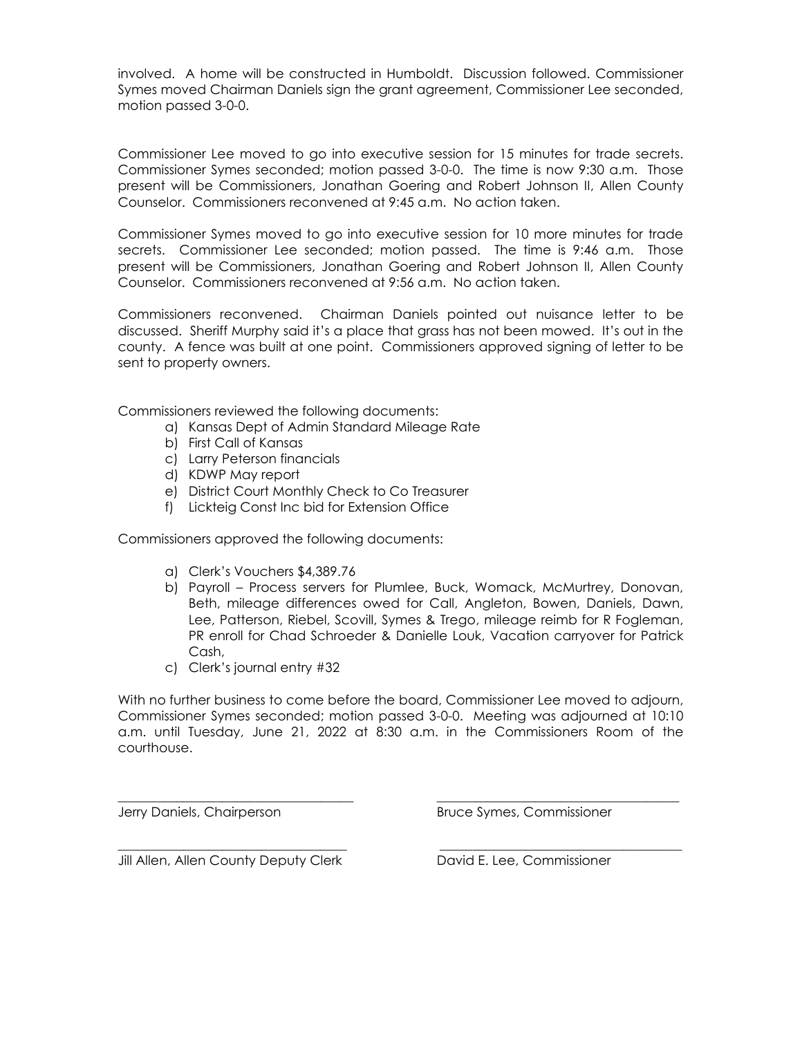involved. A home will be constructed in Humboldt. Discussion followed. Commissioner Symes moved Chairman Daniels sign the grant agreement, Commissioner Lee seconded, motion passed 3-0-0.

Commissioner Lee moved to go into executive session for 15 minutes for trade secrets. Commissioner Symes seconded; motion passed 3-0-0. The time is now 9:30 a.m. Those present will be Commissioners, Jonathan Goering and Robert Johnson II, Allen County Counselor. Commissioners reconvened at 9:45 a.m. No action taken.

Commissioner Symes moved to go into executive session for 10 more minutes for trade secrets. Commissioner Lee seconded; motion passed. The time is 9:46 a.m. Those present will be Commissioners, Jonathan Goering and Robert Johnson II, Allen County Counselor. Commissioners reconvened at 9:56 a.m. No action taken.

Commissioners reconvened. Chairman Daniels pointed out nuisance letter to be discussed. Sheriff Murphy said it's a place that grass has not been mowed. It's out in the county. A fence was built at one point. Commissioners approved signing of letter to be sent to property owners.

Commissioners reviewed the following documents:

a) Kansas Dept of Admin Standard Mileage Rate
b) First Call of Kansas
c) Larry Peterson financials
d) KDWP May report
e) District Court Monthly Check to Co Treasurer
f) Lickteig Const Inc bid for Extension Office

Commissioners approved the following documents:

a) Clerk's Vouchers $4,389.76
b) Payroll – Process servers for Plumlee, Buck, Womack, McMurtrey, Donovan, Beth, mileage differences owed for Call, Angleton, Bowen, Daniels, Dawn, Lee, Patterson, Riebel, Scovill, Symes & Trego, mileage reimb for R Fogleman, PR enroll for Chad Schroeder & Danielle Louk, Vacation carryover for Patrick Cash,
c) Clerk's journal entry #32

With no further business to come before the board, Commissioner Lee moved to adjourn, Commissioner Symes seconded; motion passed 3-0-0. Meeting was adjourned at 10:10 a.m. until Tuesday, June 21, 2022 at 8:30 a.m. in the Commissioners Room of the courthouse.

\_\_\_\_\_\_\_\_\_\_\_\_\_\_\_\_\_\_\_\_\_\_\_\_\_\_\_\_\_\_\_\_\_\_\_
Jerry Daniels, Chairperson

\_\_\_\_\_\_\_\_\_\_\_\_\_\_\_\_\_\_\_\_\_\_\_\_\_\_\_\_\_\_\_\_\_\_\_
Bruce Symes, Commissioner

\_\_\_\_\_\_\_\_\_\_\_\_\_\_\_\_\_\_\_\_\_\_\_\_\_\_\_\_\_\_\_\_\_\_\_
Jill Allen, Allen County Deputy Clerk

\_\_\_\_\_\_\_\_\_\_\_\_\_\_\_\_\_\_\_\_\_\_\_\_\_\_\_\_\_\_\_\_\_\_\_
David E. Lee, Commissioner